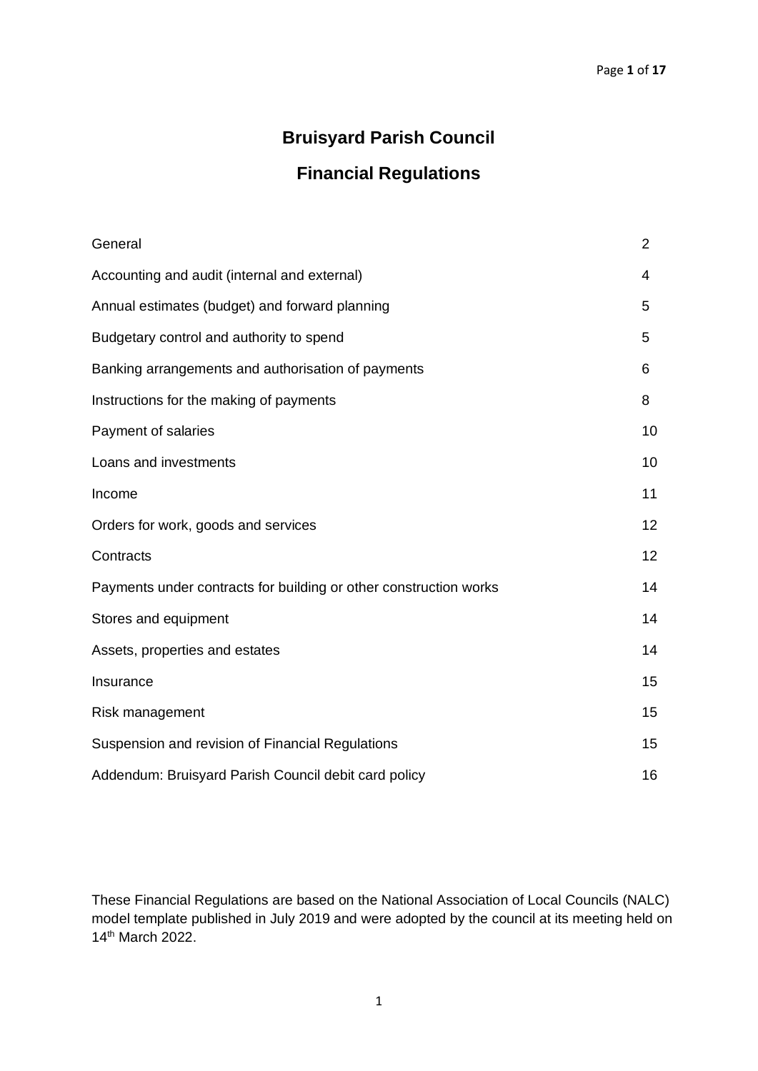# Bruisyard Parish Council

## Financial Regulations

| | |
|---|---|
| General | 2 |
| Accounting and audit (internal and external) | 4 |
| Annual estimates (budget) and forward planning | 5 |
| Budgetary control and authority to spend | 5 |
| Banking arrangements and authorisation of payments | 6 |
| Instructions for the making of payments | 8 |
| Payment of salaries | 10 |
| Loans and investments | 10 |
| Income | 11 |
| Orders for work, goods and services | 12 |
| Contracts | 12 |
| Payments under contracts for building or other construction works | 14 |
| Stores and equipment | 14 |
| Assets, properties and estates | 14 |
| Insurance | 15 |
| Risk management | 15 |
| Suspension and revision of Financial Regulations | 15 |
| Addendum: Bruisyard Parish Council debit card policy | 16 |

These Financial Regulations are based on the National Association of Local Councils (NALC) model template published in July 2019 and were adopted by the council at its meeting held on 14th March 2022.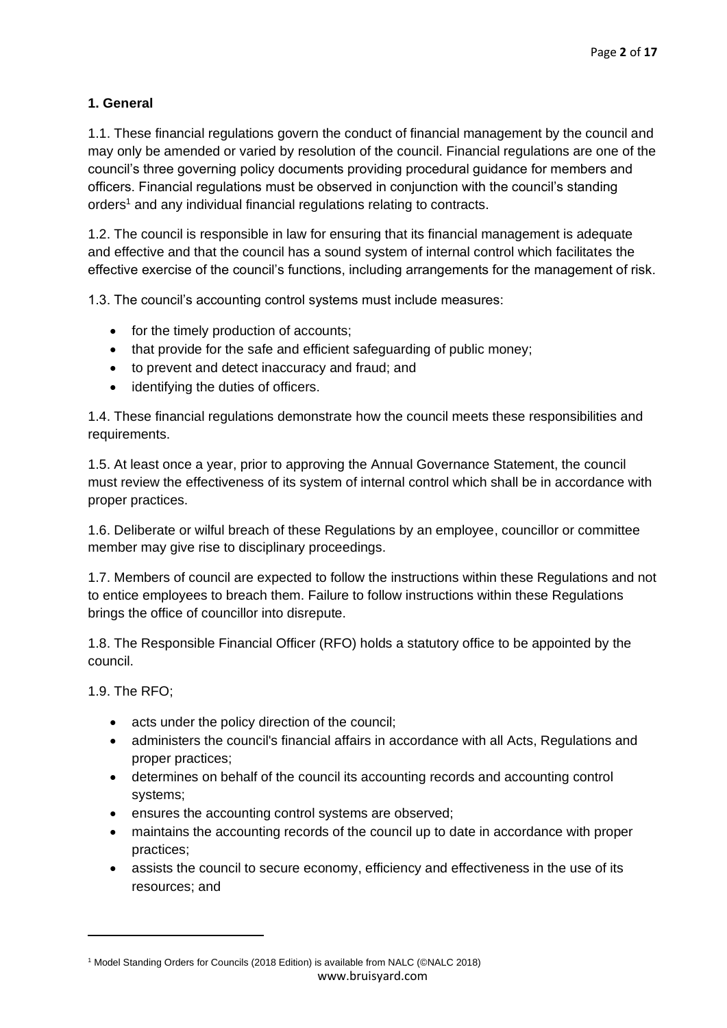### 1. General

1.1. These financial regulations govern the conduct of financial management by the council and may only be amended or varied by resolution of the council. Financial regulations are one of the council's three governing policy documents providing procedural guidance for members and officers. Financial regulations must be observed in conjunction with the council's standing orders[1] and any individual financial regulations relating to contracts.

1.2. The council is responsible in law for ensuring that its financial management is adequate and effective and that the council has a sound system of internal control which facilitates the effective exercise of the council's functions, including arrangements for the management of risk.

1.3. The council's accounting control systems must include measures:

- for the timely production of accounts;
- that provide for the safe and efficient safeguarding of public money;
- to prevent and detect inaccuracy and fraud; and
- identifying the duties of officers.

1.4. These financial regulations demonstrate how the council meets these responsibilities and requirements.

1.5. At least once a year, prior to approving the Annual Governance Statement, the council must review the effectiveness of its system of internal control which shall be in accordance with proper practices.

1.6. Deliberate or wilful breach of these Regulations by an employee, councillor or committee member may give rise to disciplinary proceedings.

1.7. Members of council are expected to follow the instructions within these Regulations and not to entice employees to breach them. Failure to follow instructions within these Regulations brings the office of councillor into disrepute.

1.8. The Responsible Financial Officer (RFO) holds a statutory office to be appointed by the council.

1.9. The RFO;

- acts under the policy direction of the council;
- administers the council's financial affairs in accordance with all Acts, Regulations and proper practices;
- determines on behalf of the council its accounting records and accounting control systems;
- ensures the accounting control systems are observed;
- maintains the accounting records of the council up to date in accordance with proper practices;
- assists the council to secure economy, efficiency and effectiveness in the use of its resources; and

[1] Model Standing Orders for Councils (2018 Edition) is available from NALC (©NALC 2018)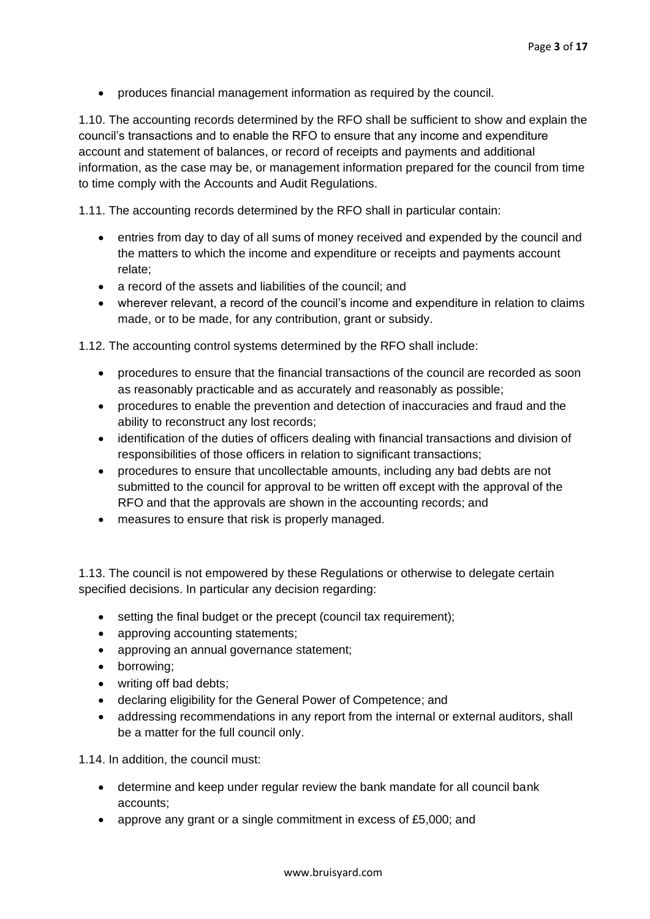- produces financial management information as required by the council.

1.10. The accounting records determined by the RFO shall be sufficient to show and explain the council's transactions and to enable the RFO to ensure that any income and expenditure account and statement of balances, or record of receipts and payments and additional information, as the case may be, or management information prepared for the council from time to time comply with the Accounts and Audit Regulations.

1.11. The accounting records determined by the RFO shall in particular contain:

- entries from day to day of all sums of money received and expended by the council and the matters to which the income and expenditure or receipts and payments account relate;
- a record of the assets and liabilities of the council; and
- wherever relevant, a record of the council's income and expenditure in relation to claims made, or to be made, for any contribution, grant or subsidy.

1.12. The accounting control systems determined by the RFO shall include:

- procedures to ensure that the financial transactions of the council are recorded as soon as reasonably practicable and as accurately and reasonably as possible;
- procedures to enable the prevention and detection of inaccuracies and fraud and the ability to reconstruct any lost records;
- identification of the duties of officers dealing with financial transactions and division of responsibilities of those officers in relation to significant transactions;
- procedures to ensure that uncollectable amounts, including any bad debts are not submitted to the council for approval to be written off except with the approval of the RFO and that the approvals are shown in the accounting records; and
- measures to ensure that risk is properly managed.

1.13. The council is not empowered by these Regulations or otherwise to delegate certain specified decisions. In particular any decision regarding:

- setting the final budget or the precept (council tax requirement);
- approving accounting statements;
- approving an annual governance statement;
- borrowing;
- writing off bad debts;
- declaring eligibility for the General Power of Competence; and
- addressing recommendations in any report from the internal or external auditors, shall be a matter for the full council only.

1.14. In addition, the council must:

- determine and keep under regular review the bank mandate for all council bank accounts;
- approve any grant or a single commitment in excess of £5,000; and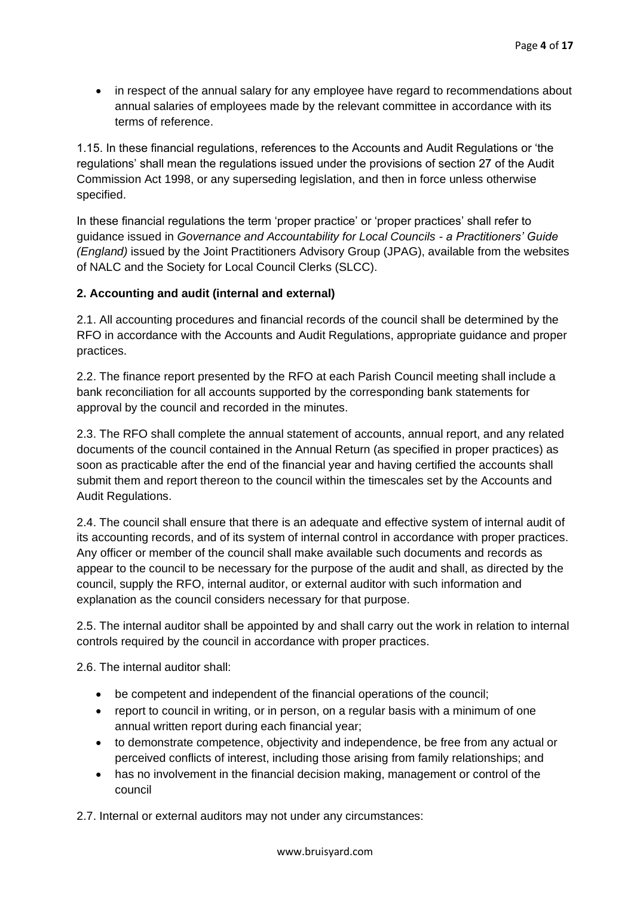- in respect of the annual salary for any employee have regard to recommendations about annual salaries of employees made by the relevant committee in accordance with its terms of reference.

1.15. In these financial regulations, references to the Accounts and Audit Regulations or 'the regulations' shall mean the regulations issued under the provisions of section 27 of the Audit Commission Act 1998, or any superseding legislation, and then in force unless otherwise specified.

In these financial regulations the term 'proper practice' or 'proper practices' shall refer to guidance issued in *Governance and Accountability for Local Councils - a Practitioners' Guide (England)* issued by the Joint Practitioners Advisory Group (JPAG), available from the websites of NALC and the Society for Local Council Clerks (SLCC).

**2. Accounting and audit (internal and external)**

2.1. All accounting procedures and financial records of the council shall be determined by the RFO in accordance with the Accounts and Audit Regulations, appropriate guidance and proper practices.

2.2. The finance report presented by the RFO at each Parish Council meeting shall include a bank reconciliation for all accounts supported by the corresponding bank statements for approval by the council and recorded in the minutes.

2.3. The RFO shall complete the annual statement of accounts, annual report, and any related documents of the council contained in the Annual Return (as specified in proper practices) as soon as practicable after the end of the financial year and having certified the accounts shall submit them and report thereon to the council within the timescales set by the Accounts and Audit Regulations.

2.4. The council shall ensure that there is an adequate and effective system of internal audit of its accounting records, and of its system of internal control in accordance with proper practices. Any officer or member of the council shall make available such documents and records as appear to the council to be necessary for the purpose of the audit and shall, as directed by the council, supply the RFO, internal auditor, or external auditor with such information and explanation as the council considers necessary for that purpose.

2.5. The internal auditor shall be appointed by and shall carry out the work in relation to internal controls required by the council in accordance with proper practices.

2.6. The internal auditor shall:

- be competent and independent of the financial operations of the council;
- report to council in writing, or in person, on a regular basis with a minimum of one annual written report during each financial year;
- to demonstrate competence, objectivity and independence, be free from any actual or perceived conflicts of interest, including those arising from family relationships; and
- has no involvement in the financial decision making, management or control of the council

2.7. Internal or external auditors may not under any circumstances: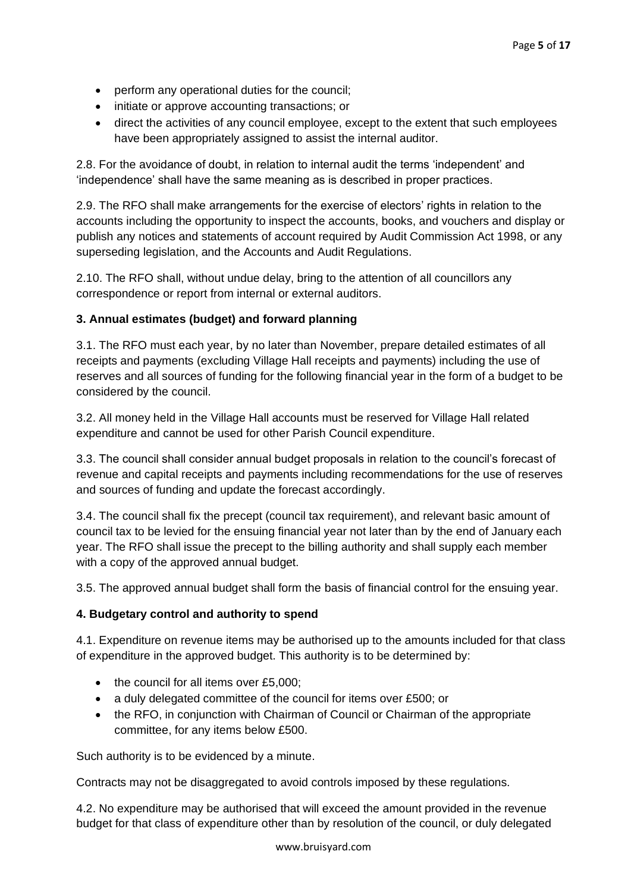- perform any operational duties for the council;
- initiate or approve accounting transactions; or
- direct the activities of any council employee, except to the extent that such employees have been appropriately assigned to assist the internal auditor.

2.8. For the avoidance of doubt, in relation to internal audit the terms 'independent' and 'independence' shall have the same meaning as is described in proper practices.

2.9. The RFO shall make arrangements for the exercise of electors' rights in relation to the accounts including the opportunity to inspect the accounts, books, and vouchers and display or publish any notices and statements of account required by Audit Commission Act 1998, or any superseding legislation, and the Accounts and Audit Regulations.

2.10. The RFO shall, without undue delay, bring to the attention of all councillors any correspondence or report from internal or external auditors.

**3. Annual estimates (budget) and forward planning**

3.1. The RFO must each year, by no later than November, prepare detailed estimates of all receipts and payments (excluding Village Hall receipts and payments) including the use of reserves and all sources of funding for the following financial year in the form of a budget to be considered by the council.

3.2. All money held in the Village Hall accounts must be reserved for Village Hall related expenditure and cannot be used for other Parish Council expenditure.

3.3. The council shall consider annual budget proposals in relation to the council's forecast of revenue and capital receipts and payments including recommendations for the use of reserves and sources of funding and update the forecast accordingly.

3.4. The council shall fix the precept (council tax requirement), and relevant basic amount of council tax to be levied for the ensuing financial year not later than by the end of January each year. The RFO shall issue the precept to the billing authority and shall supply each member with a copy of the approved annual budget.

3.5. The approved annual budget shall form the basis of financial control for the ensuing year.

**4. Budgetary control and authority to spend**

4.1. Expenditure on revenue items may be authorised up to the amounts included for that class of expenditure in the approved budget. This authority is to be determined by:

- the council for all items over £5,000;
- a duly delegated committee of the council for items over £500; or
- the RFO, in conjunction with Chairman of Council or Chairman of the appropriate committee, for any items below £500.

Such authority is to be evidenced by a minute.

Contracts may not be disaggregated to avoid controls imposed by these regulations.

4.2. No expenditure may be authorised that will exceed the amount provided in the revenue budget for that class of expenditure other than by resolution of the council, or duly delegated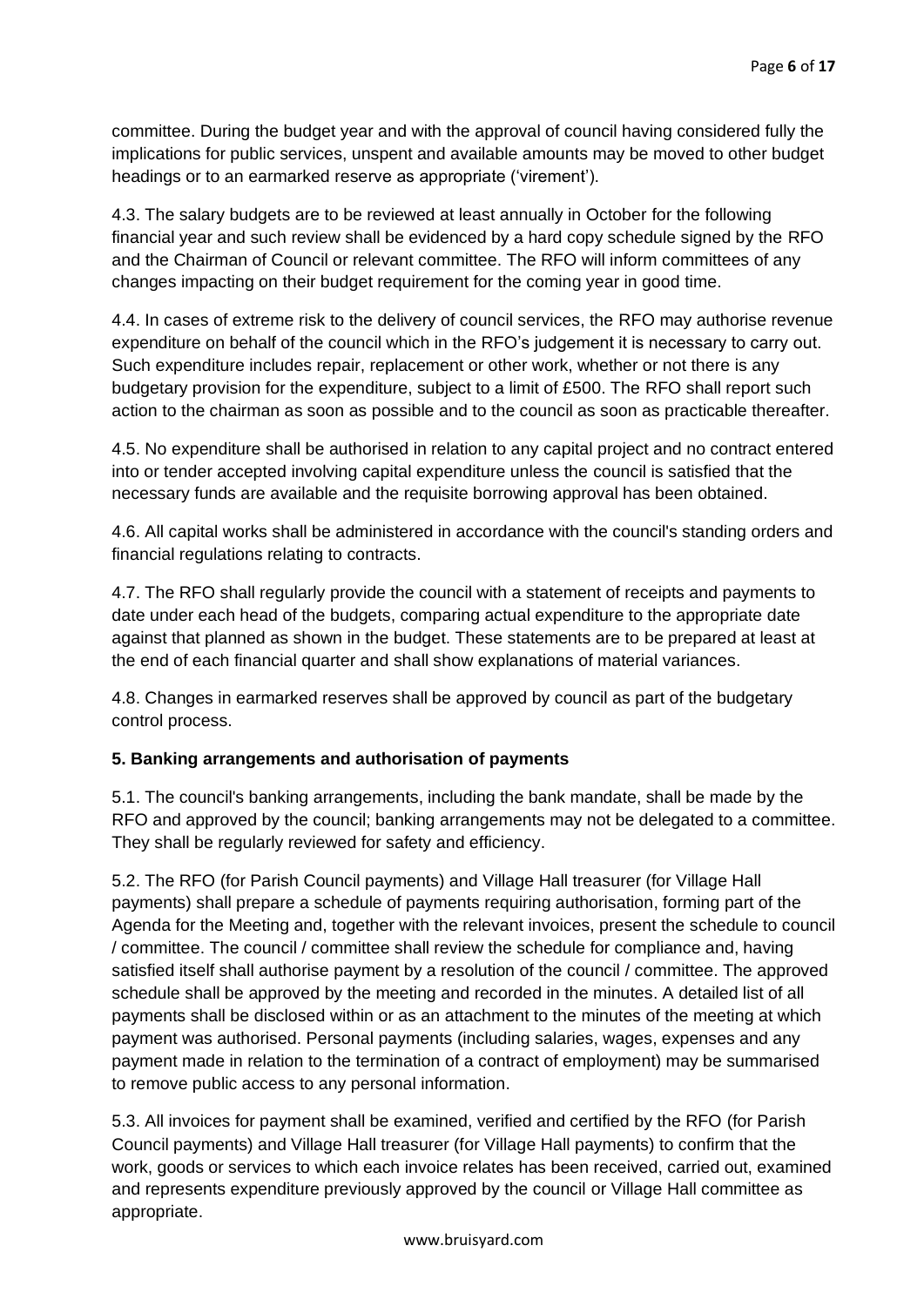committee. During the budget year and with the approval of council having considered fully the implications for public services, unspent and available amounts may be moved to other budget headings or to an earmarked reserve as appropriate ('virement').

4.3. The salary budgets are to be reviewed at least annually in October for the following financial year and such review shall be evidenced by a hard copy schedule signed by the RFO and the Chairman of Council or relevant committee. The RFO will inform committees of any changes impacting on their budget requirement for the coming year in good time.

4.4. In cases of extreme risk to the delivery of council services, the RFO may authorise revenue expenditure on behalf of the council which in the RFO's judgement it is necessary to carry out. Such expenditure includes repair, replacement or other work, whether or not there is any budgetary provision for the expenditure, subject to a limit of £500. The RFO shall report such action to the chairman as soon as possible and to the council as soon as practicable thereafter.

4.5. No expenditure shall be authorised in relation to any capital project and no contract entered into or tender accepted involving capital expenditure unless the council is satisfied that the necessary funds are available and the requisite borrowing approval has been obtained.

4.6. All capital works shall be administered in accordance with the council's standing orders and financial regulations relating to contracts.

4.7. The RFO shall regularly provide the council with a statement of receipts and payments to date under each head of the budgets, comparing actual expenditure to the appropriate date against that planned as shown in the budget. These statements are to be prepared at least at the end of each financial quarter and shall show explanations of material variances.

4.8. Changes in earmarked reserves shall be approved by council as part of the budgetary control process.

**5. Banking arrangements and authorisation of payments**

5.1. The council's banking arrangements, including the bank mandate, shall be made by the RFO and approved by the council; banking arrangements may not be delegated to a committee. They shall be regularly reviewed for safety and efficiency.

5.2. The RFO (for Parish Council payments) and Village Hall treasurer (for Village Hall payments) shall prepare a schedule of payments requiring authorisation, forming part of the Agenda for the Meeting and, together with the relevant invoices, present the schedule to council / committee. The council / committee shall review the schedule for compliance and, having satisfied itself shall authorise payment by a resolution of the council / committee. The approved schedule shall be approved by the meeting and recorded in the minutes. A detailed list of all payments shall be disclosed within or as an attachment to the minutes of the meeting at which payment was authorised. Personal payments (including salaries, wages, expenses and any payment made in relation to the termination of a contract of employment) may be summarised to remove public access to any personal information.

5.3. All invoices for payment shall be examined, verified and certified by the RFO (for Parish Council payments) and Village Hall treasurer (for Village Hall payments) to confirm that the work, goods or services to which each invoice relates has been received, carried out, examined and represents expenditure previously approved by the council or Village Hall committee as appropriate.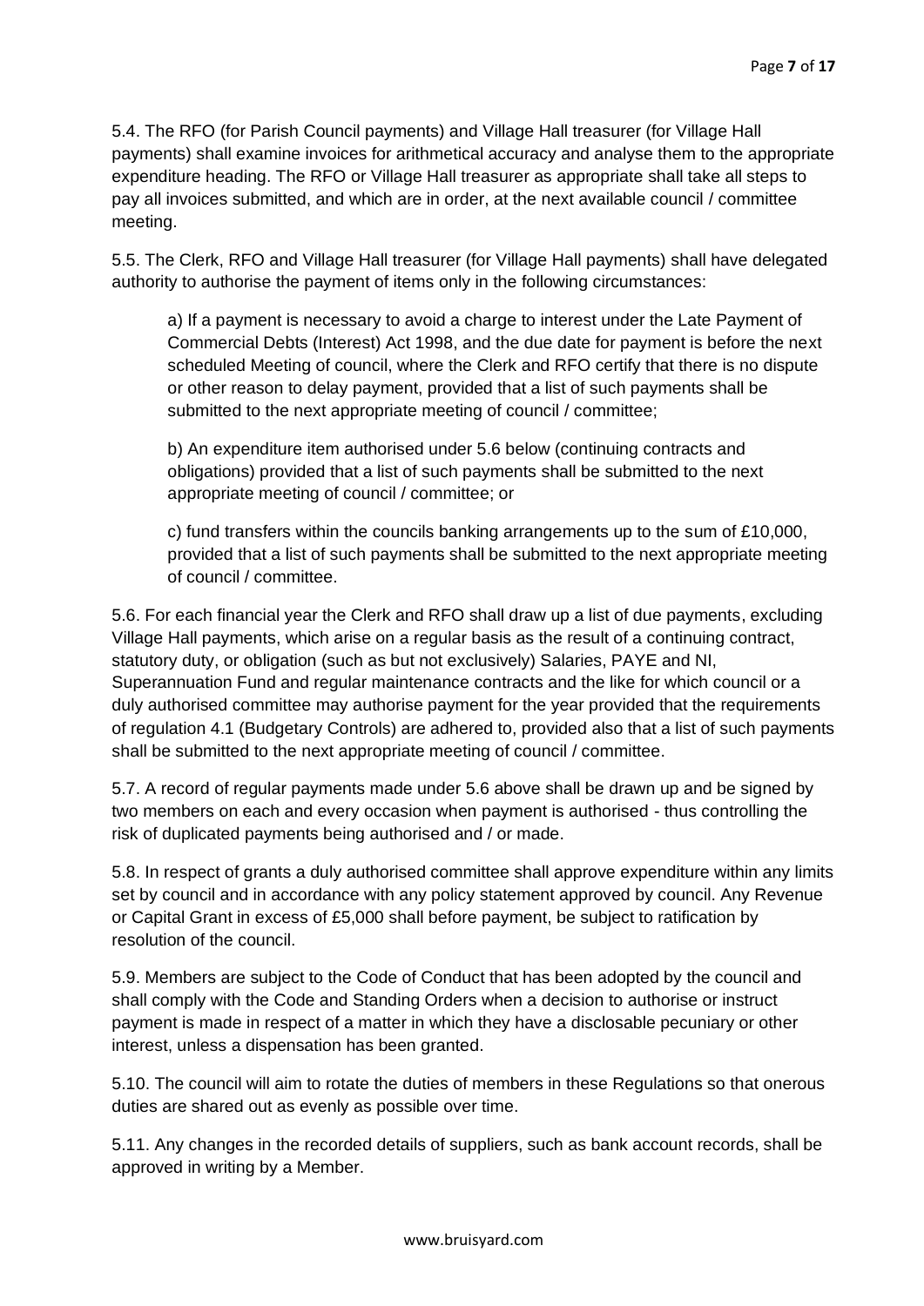5.4. The RFO (for Parish Council payments) and Village Hall treasurer (for Village Hall payments) shall examine invoices for arithmetical accuracy and analyse them to the appropriate expenditure heading. The RFO or Village Hall treasurer as appropriate shall take all steps to pay all invoices submitted, and which are in order, at the next available council / committee meeting.

5.5. The Clerk, RFO and Village Hall treasurer (for Village Hall payments) shall have delegated authority to authorise the payment of items only in the following circumstances:

> a) If a payment is necessary to avoid a charge to interest under the Late Payment of Commercial Debts (Interest) Act 1998, and the due date for payment is before the next scheduled Meeting of council, where the Clerk and RFO certify that there is no dispute or other reason to delay payment, provided that a list of such payments shall be submitted to the next appropriate meeting of council / committee;
>
> b) An expenditure item authorised under 5.6 below (continuing contracts and obligations) provided that a list of such payments shall be submitted to the next appropriate meeting of council / committee; or
>
> c) fund transfers within the councils banking arrangements up to the sum of £10,000, provided that a list of such payments shall be submitted to the next appropriate meeting of council / committee.

5.6. For each financial year the Clerk and RFO shall draw up a list of due payments, excluding Village Hall payments, which arise on a regular basis as the result of a continuing contract, statutory duty, or obligation (such as but not exclusively) Salaries, PAYE and NI, Superannuation Fund and regular maintenance contracts and the like for which council or a duly authorised committee may authorise payment for the year provided that the requirements of regulation 4.1 (Budgetary Controls) are adhered to, provided also that a list of such payments shall be submitted to the next appropriate meeting of council / committee.

5.7. A record of regular payments made under 5.6 above shall be drawn up and be signed by two members on each and every occasion when payment is authorised - thus controlling the risk of duplicated payments being authorised and / or made.

5.8. In respect of grants a duly authorised committee shall approve expenditure within any limits set by council and in accordance with any policy statement approved by council. Any Revenue or Capital Grant in excess of £5,000 shall before payment, be subject to ratification by resolution of the council.

5.9. Members are subject to the Code of Conduct that has been adopted by the council and shall comply with the Code and Standing Orders when a decision to authorise or instruct payment is made in respect of a matter in which they have a disclosable pecuniary or other interest, unless a dispensation has been granted.

5.10. The council will aim to rotate the duties of members in these Regulations so that onerous duties are shared out as evenly as possible over time.

5.11. Any changes in the recorded details of suppliers, such as bank account records, shall be approved in writing by a Member.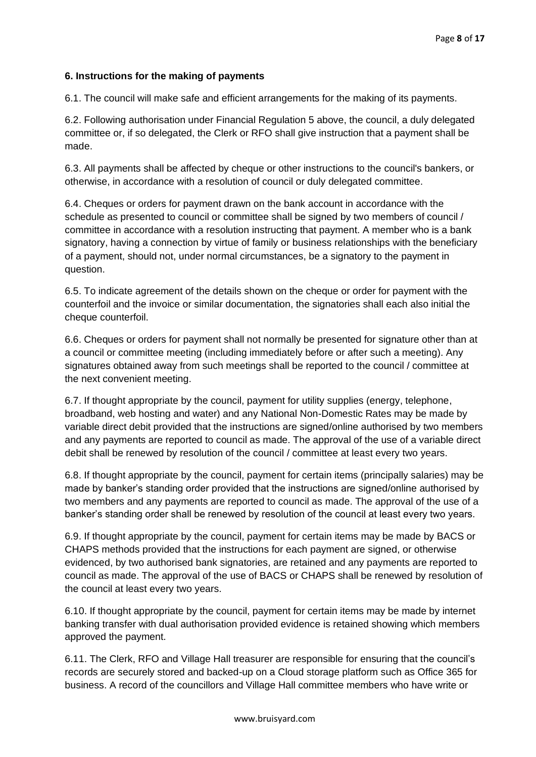**6. Instructions for the making of payments**

6.1. The council will make safe and efficient arrangements for the making of its payments.

6.2. Following authorisation under Financial Regulation 5 above, the council, a duly delegated committee or, if so delegated, the Clerk or RFO shall give instruction that a payment shall be made.

6.3. All payments shall be affected by cheque or other instructions to the council's bankers, or otherwise, in accordance with a resolution of council or duly delegated committee.

6.4. Cheques or orders for payment drawn on the bank account in accordance with the schedule as presented to council or committee shall be signed by two members of council / committee in accordance with a resolution instructing that payment. A member who is a bank signatory, having a connection by virtue of family or business relationships with the beneficiary of a payment, should not, under normal circumstances, be a signatory to the payment in question.

6.5. To indicate agreement of the details shown on the cheque or order for payment with the counterfoil and the invoice or similar documentation, the signatories shall each also initial the cheque counterfoil.

6.6. Cheques or orders for payment shall not normally be presented for signature other than at a council or committee meeting (including immediately before or after such a meeting). Any signatures obtained away from such meetings shall be reported to the council / committee at the next convenient meeting.

6.7. If thought appropriate by the council, payment for utility supplies (energy, telephone, broadband, web hosting and water) and any National Non-Domestic Rates may be made by variable direct debit provided that the instructions are signed/online authorised by two members and any payments are reported to council as made. The approval of the use of a variable direct debit shall be renewed by resolution of the council / committee at least every two years.

6.8. If thought appropriate by the council, payment for certain items (principally salaries) may be made by banker's standing order provided that the instructions are signed/online authorised by two members and any payments are reported to council as made. The approval of the use of a banker's standing order shall be renewed by resolution of the council at least every two years.

6.9. If thought appropriate by the council, payment for certain items may be made by BACS or CHAPS methods provided that the instructions for each payment are signed, or otherwise evidenced, by two authorised bank signatories, are retained and any payments are reported to council as made. The approval of the use of BACS or CHAPS shall be renewed by resolution of the council at least every two years.

6.10. If thought appropriate by the council, payment for certain items may be made by internet banking transfer with dual authorisation provided evidence is retained showing which members approved the payment.

6.11. The Clerk, RFO and Village Hall treasurer are responsible for ensuring that the council's records are securely stored and backed-up on a Cloud storage platform such as Office 365 for business. A record of the councillors and Village Hall committee members who have write or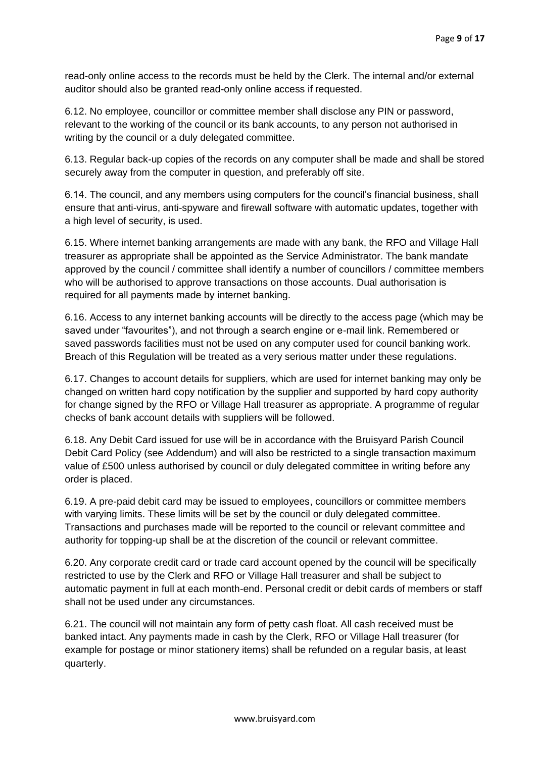read-only online access to the records must be held by the Clerk. The internal and/or external auditor should also be granted read-only online access if requested.

6.12. No employee, councillor or committee member shall disclose any PIN or password, relevant to the working of the council or its bank accounts, to any person not authorised in writing by the council or a duly delegated committee.

6.13. Regular back-up copies of the records on any computer shall be made and shall be stored securely away from the computer in question, and preferably off site.

6.14. The council, and any members using computers for the council's financial business, shall ensure that anti-virus, anti-spyware and firewall software with automatic updates, together with a high level of security, is used.

6.15. Where internet banking arrangements are made with any bank, the RFO and Village Hall treasurer as appropriate shall be appointed as the Service Administrator. The bank mandate approved by the council / committee shall identify a number of councillors / committee members who will be authorised to approve transactions on those accounts. Dual authorisation is required for all payments made by internet banking.

6.16. Access to any internet banking accounts will be directly to the access page (which may be saved under "favourites"), and not through a search engine or e-mail link. Remembered or saved passwords facilities must not be used on any computer used for council banking work. Breach of this Regulation will be treated as a very serious matter under these regulations.

6.17. Changes to account details for suppliers, which are used for internet banking may only be changed on written hard copy notification by the supplier and supported by hard copy authority for change signed by the RFO or Village Hall treasurer as appropriate. A programme of regular checks of bank account details with suppliers will be followed.

6.18. Any Debit Card issued for use will be in accordance with the Bruisyard Parish Council Debit Card Policy (see Addendum) and will also be restricted to a single transaction maximum value of £500 unless authorised by council or duly delegated committee in writing before any order is placed.

6.19. A pre-paid debit card may be issued to employees, councillors or committee members with varying limits. These limits will be set by the council or duly delegated committee. Transactions and purchases made will be reported to the council or relevant committee and authority for topping-up shall be at the discretion of the council or relevant committee.

6.20. Any corporate credit card or trade card account opened by the council will be specifically restricted to use by the Clerk and RFO or Village Hall treasurer and shall be subject to automatic payment in full at each month-end. Personal credit or debit cards of members or staff shall not be used under any circumstances.

6.21. The council will not maintain any form of petty cash float. All cash received must be banked intact. Any payments made in cash by the Clerk, RFO or Village Hall treasurer (for example for postage or minor stationery items) shall be refunded on a regular basis, at least quarterly.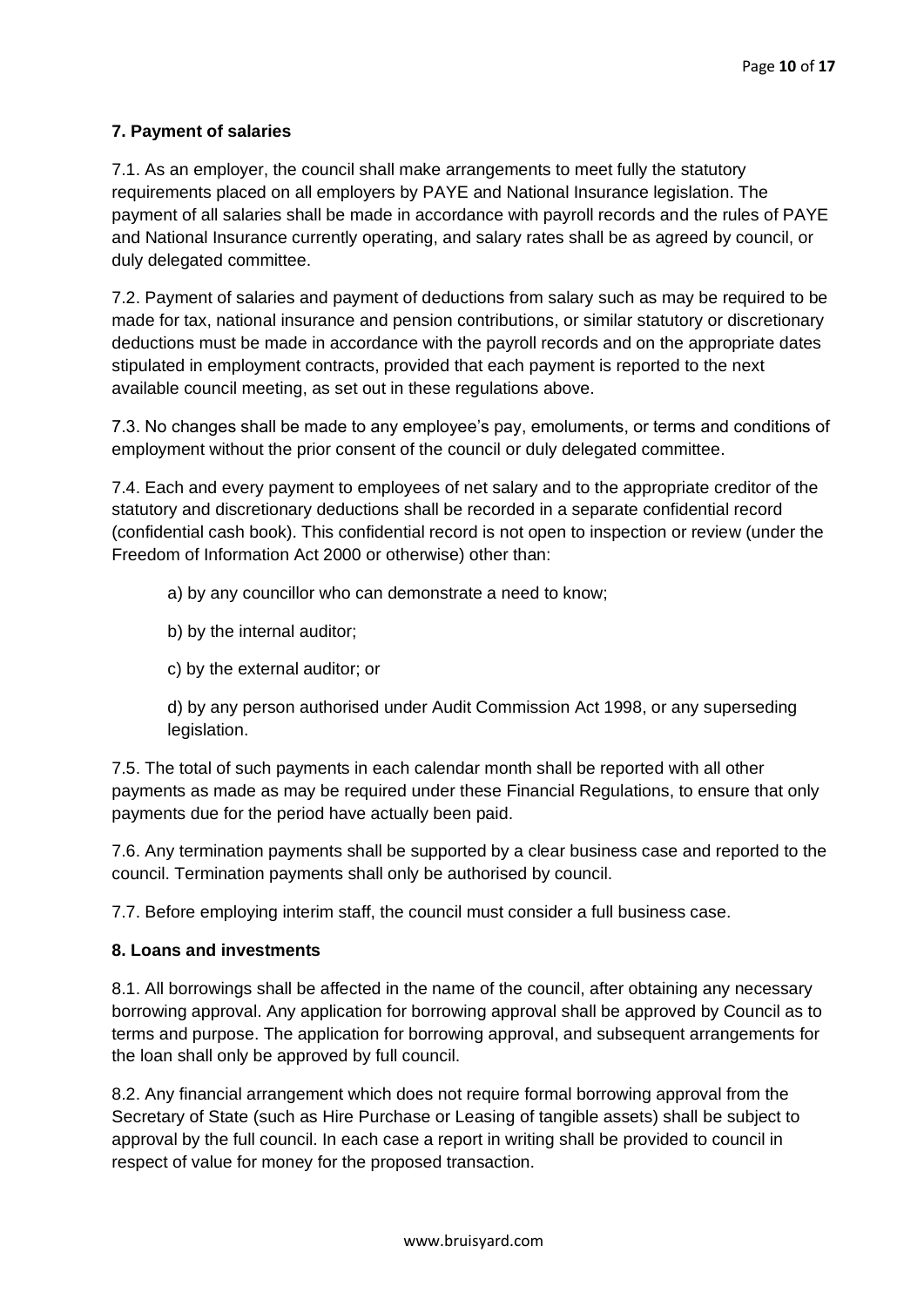### 7. Payment of salaries

7.1. As an employer, the council shall make arrangements to meet fully the statutory requirements placed on all employers by PAYE and National Insurance legislation. The payment of all salaries shall be made in accordance with payroll records and the rules of PAYE and National Insurance currently operating, and salary rates shall be as agreed by council, or duly delegated committee.

7.2. Payment of salaries and payment of deductions from salary such as may be required to be made for tax, national insurance and pension contributions, or similar statutory or discretionary deductions must be made in accordance with the payroll records and on the appropriate dates stipulated in employment contracts, provided that each payment is reported to the next available council meeting, as set out in these regulations above.

7.3. No changes shall be made to any employee's pay, emoluments, or terms and conditions of employment without the prior consent of the council or duly delegated committee.

7.4. Each and every payment to employees of net salary and to the appropriate creditor of the statutory and discretionary deductions shall be recorded in a separate confidential record (confidential cash book). This confidential record is not open to inspection or review (under the Freedom of Information Act 2000 or otherwise) other than:

a) by any councillor who can demonstrate a need to know;

b) by the internal auditor;

c) by the external auditor; or

d) by any person authorised under Audit Commission Act 1998, or any superseding legislation.

7.5. The total of such payments in each calendar month shall be reported with all other payments as made as may be required under these Financial Regulations, to ensure that only payments due for the period have actually been paid.

7.6. Any termination payments shall be supported by a clear business case and reported to the council. Termination payments shall only be authorised by council.

7.7. Before employing interim staff, the council must consider a full business case.

### 8. Loans and investments

8.1. All borrowings shall be affected in the name of the council, after obtaining any necessary borrowing approval. Any application for borrowing approval shall be approved by Council as to terms and purpose. The application for borrowing approval, and subsequent arrangements for the loan shall only be approved by full council.

8.2. Any financial arrangement which does not require formal borrowing approval from the Secretary of State (such as Hire Purchase or Leasing of tangible assets) shall be subject to approval by the full council. In each case a report in writing shall be provided to council in respect of value for money for the proposed transaction.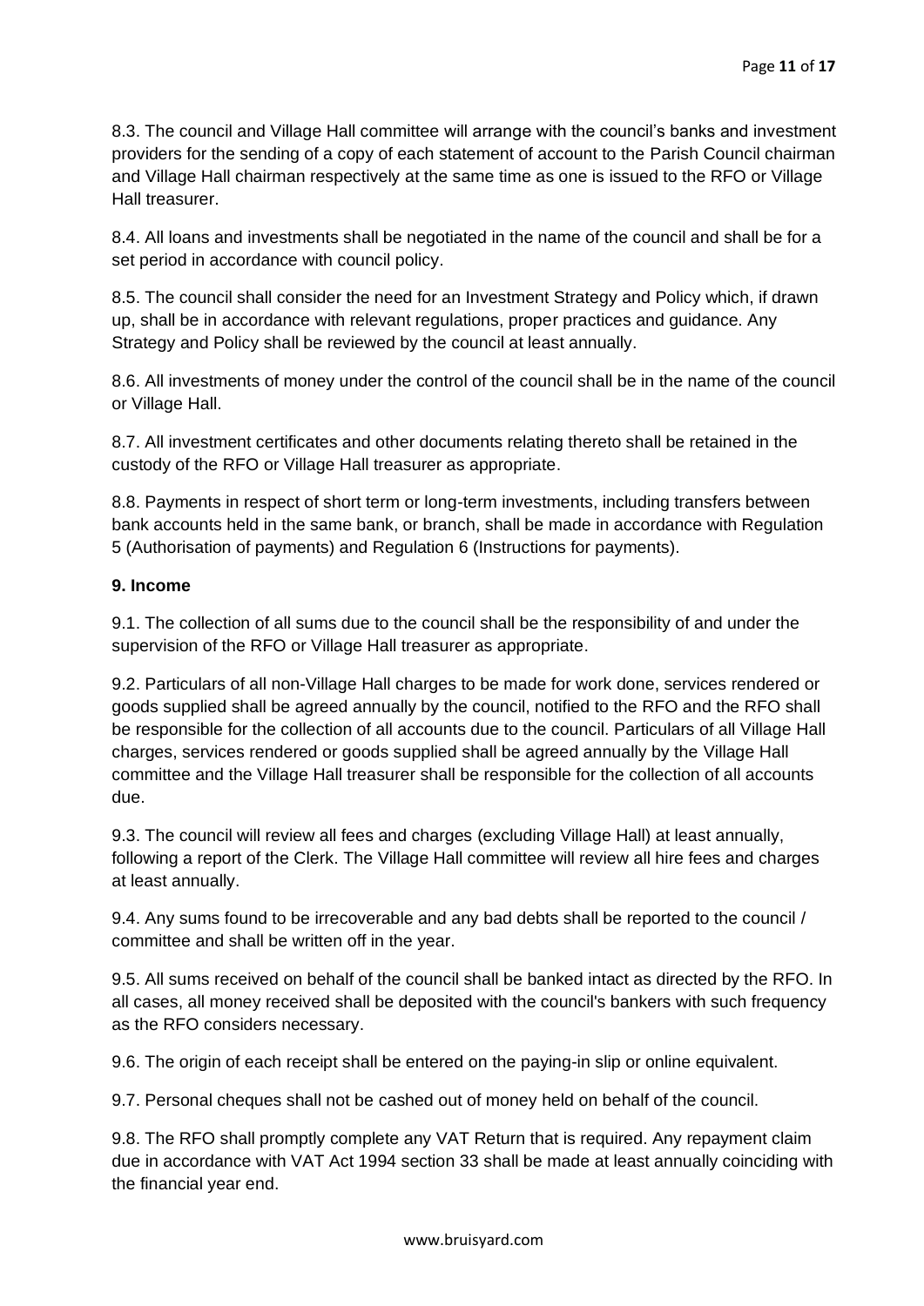8.3. The council and Village Hall committee will arrange with the council's banks and investment providers for the sending of a copy of each statement of account to the Parish Council chairman and Village Hall chairman respectively at the same time as one is issued to the RFO or Village Hall treasurer.

8.4. All loans and investments shall be negotiated in the name of the council and shall be for a set period in accordance with council policy.

8.5. The council shall consider the need for an Investment Strategy and Policy which, if drawn up, shall be in accordance with relevant regulations, proper practices and guidance. Any Strategy and Policy shall be reviewed by the council at least annually.

8.6. All investments of money under the control of the council shall be in the name of the council or Village Hall.

8.7. All investment certificates and other documents relating thereto shall be retained in the custody of the RFO or Village Hall treasurer as appropriate.

8.8. Payments in respect of short term or long-term investments, including transfers between bank accounts held in the same bank, or branch, shall be made in accordance with Regulation 5 (Authorisation of payments) and Regulation 6 (Instructions for payments).

**9. Income**

9.1. The collection of all sums due to the council shall be the responsibility of and under the supervision of the RFO or Village Hall treasurer as appropriate.

9.2. Particulars of all non-Village Hall charges to be made for work done, services rendered or goods supplied shall be agreed annually by the council, notified to the RFO and the RFO shall be responsible for the collection of all accounts due to the council. Particulars of all Village Hall charges, services rendered or goods supplied shall be agreed annually by the Village Hall committee and the Village Hall treasurer shall be responsible for the collection of all accounts due.

9.3. The council will review all fees and charges (excluding Village Hall) at least annually, following a report of the Clerk. The Village Hall committee will review all hire fees and charges at least annually.

9.4. Any sums found to be irrecoverable and any bad debts shall be reported to the council / committee and shall be written off in the year.

9.5. All sums received on behalf of the council shall be banked intact as directed by the RFO. In all cases, all money received shall be deposited with the council's bankers with such frequency as the RFO considers necessary.

9.6. The origin of each receipt shall be entered on the paying-in slip or online equivalent.

9.7. Personal cheques shall not be cashed out of money held on behalf of the council.

9.8. The RFO shall promptly complete any VAT Return that is required. Any repayment claim due in accordance with VAT Act 1994 section 33 shall be made at least annually coinciding with the financial year end.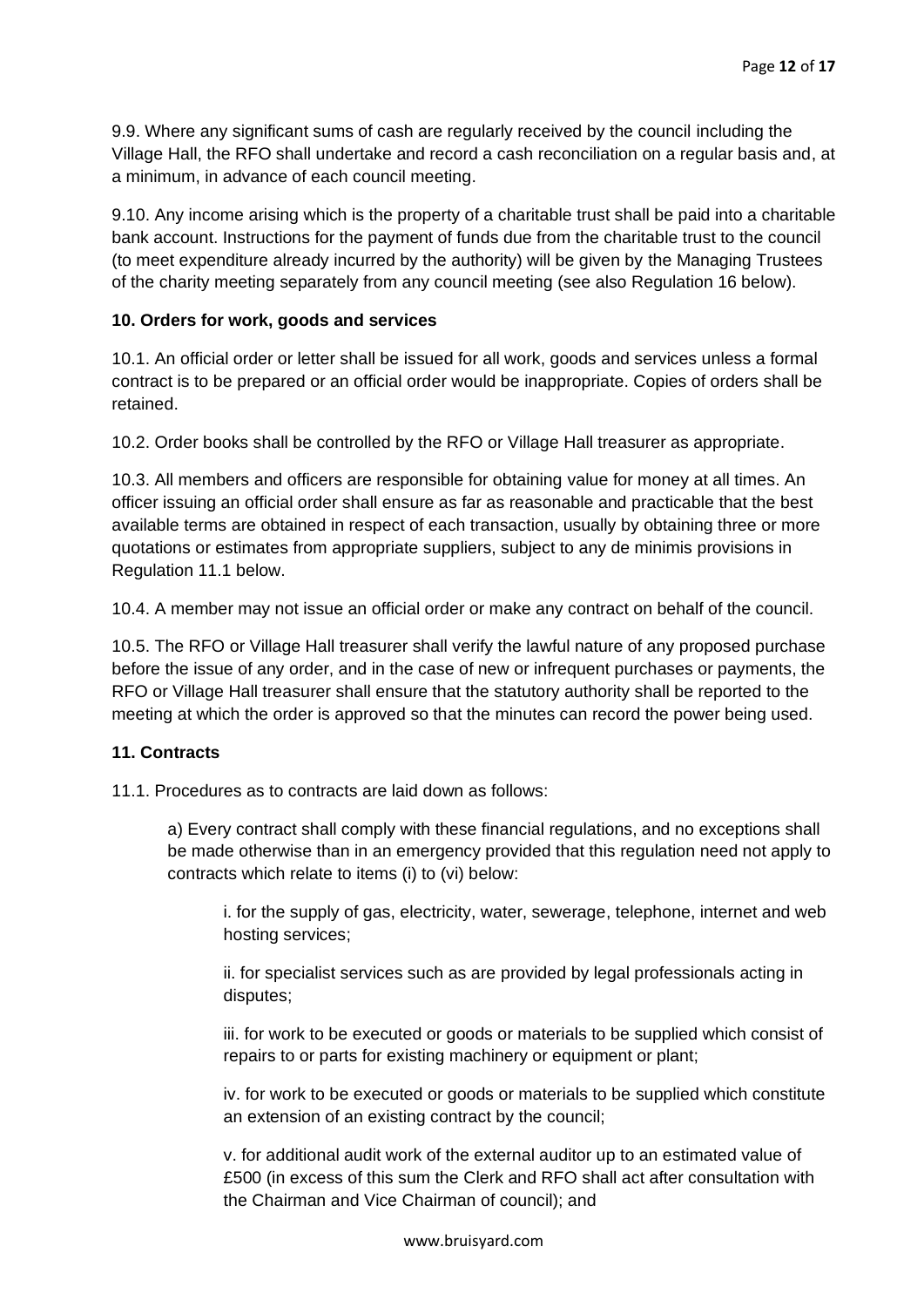9.9. Where any significant sums of cash are regularly received by the council including the Village Hall, the RFO shall undertake and record a cash reconciliation on a regular basis and, at a minimum, in advance of each council meeting.

9.10. Any income arising which is the property of a charitable trust shall be paid into a charitable bank account. Instructions for the payment of funds due from the charitable trust to the council (to meet expenditure already incurred by the authority) will be given by the Managing Trustees of the charity meeting separately from any council meeting (see also Regulation 16 below).

**10. Orders for work, goods and services**

10.1. An official order or letter shall be issued for all work, goods and services unless a formal contract is to be prepared or an official order would be inappropriate. Copies of orders shall be retained.

10.2. Order books shall be controlled by the RFO or Village Hall treasurer as appropriate.

10.3. All members and officers are responsible for obtaining value for money at all times. An officer issuing an official order shall ensure as far as reasonable and practicable that the best available terms are obtained in respect of each transaction, usually by obtaining three or more quotations or estimates from appropriate suppliers, subject to any de minimis provisions in Regulation 11.1 below.

10.4. A member may not issue an official order or make any contract on behalf of the council.

10.5. The RFO or Village Hall treasurer shall verify the lawful nature of any proposed purchase before the issue of any order, and in the case of new or infrequent purchases or payments, the RFO or Village Hall treasurer shall ensure that the statutory authority shall be reported to the meeting at which the order is approved so that the minutes can record the power being used.

**11. Contracts**

11.1. Procedures as to contracts are laid down as follows:

a) Every contract shall comply with these financial regulations, and no exceptions shall be made otherwise than in an emergency provided that this regulation need not apply to contracts which relate to items (i) to (vi) below:

i. for the supply of gas, electricity, water, sewerage, telephone, internet and web hosting services;

ii. for specialist services such as are provided by legal professionals acting in disputes;

iii. for work to be executed or goods or materials to be supplied which consist of repairs to or parts for existing machinery or equipment or plant;

iv. for work to be executed or goods or materials to be supplied which constitute an extension of an existing contract by the council;

v. for additional audit work of the external auditor up to an estimated value of £500 (in excess of this sum the Clerk and RFO shall act after consultation with the Chairman and Vice Chairman of council); and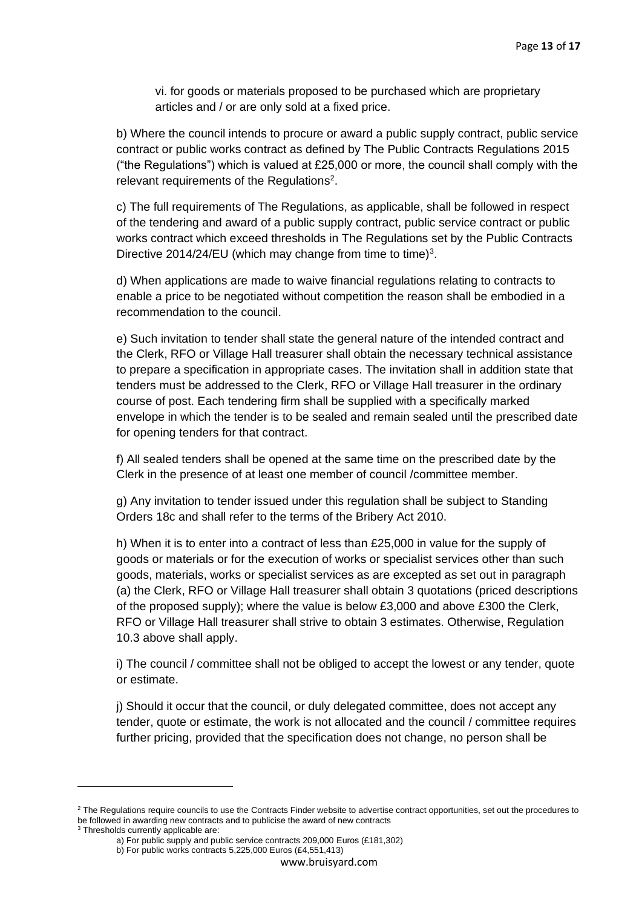vi. for goods or materials proposed to be purchased which are proprietary articles and / or are only sold at a fixed price.

b) Where the council intends to procure or award a public supply contract, public service contract or public works contract as defined by The Public Contracts Regulations 2015 ("the Regulations") which is valued at £25,000 or more, the council shall comply with the relevant requirements of the Regulations[2].

c) The full requirements of The Regulations, as applicable, shall be followed in respect of the tendering and award of a public supply contract, public service contract or public works contract which exceed thresholds in The Regulations set by the Public Contracts Directive 2014/24/EU (which may change from time to time)[3].

d) When applications are made to waive financial regulations relating to contracts to enable a price to be negotiated without competition the reason shall be embodied in a recommendation to the council.

e) Such invitation to tender shall state the general nature of the intended contract and the Clerk, RFO or Village Hall treasurer shall obtain the necessary technical assistance to prepare a specification in appropriate cases. The invitation shall in addition state that tenders must be addressed to the Clerk, RFO or Village Hall treasurer in the ordinary course of post. Each tendering firm shall be supplied with a specifically marked envelope in which the tender is to be sealed and remain sealed until the prescribed date for opening tenders for that contract.

f) All sealed tenders shall be opened at the same time on the prescribed date by the Clerk in the presence of at least one member of council /committee member.

g) Any invitation to tender issued under this regulation shall be subject to Standing Orders 18c and shall refer to the terms of the Bribery Act 2010.

h) When it is to enter into a contract of less than £25,000 in value for the supply of goods or materials or for the execution of works or specialist services other than such goods, materials, works or specialist services as are excepted as set out in paragraph (a) the Clerk, RFO or Village Hall treasurer shall obtain 3 quotations (priced descriptions of the proposed supply); where the value is below £3,000 and above £300 the Clerk, RFO or Village Hall treasurer shall strive to obtain 3 estimates. Otherwise, Regulation 10.3 above shall apply.

i) The council / committee shall not be obliged to accept the lowest or any tender, quote or estimate.

j) Should it occur that the council, or duly delegated committee, does not accept any tender, quote or estimate, the work is not allocated and the council / committee requires further pricing, provided that the specification does not change, no person shall be

---

[2] The Regulations require councils to use the Contracts Finder website to advertise contract opportunities, set out the procedures to be followed in awarding new contracts and to publicise the award of new contracts

[3] Thresholds currently applicable are:

a) For public supply and public service contracts 209,000 Euros (£181,302)

b) For public works contracts 5,225,000 Euros (£4,551,413)

www.bruisyard.com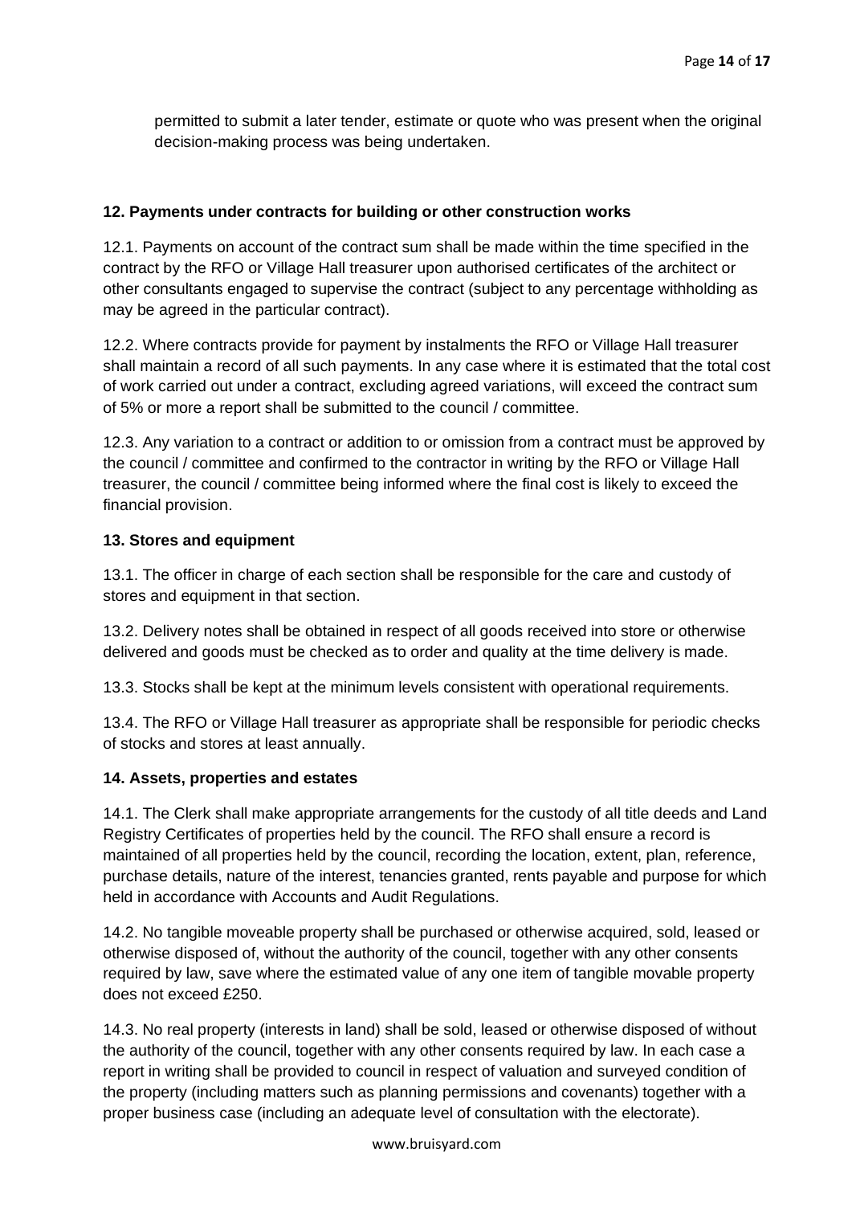permitted to submit a later tender, estimate or quote who was present when the original decision-making process was being undertaken.

**12. Payments under contracts for building or other construction works**

12.1. Payments on account of the contract sum shall be made within the time specified in the contract by the RFO or Village Hall treasurer upon authorised certificates of the architect or other consultants engaged to supervise the contract (subject to any percentage withholding as may be agreed in the particular contract).

12.2. Where contracts provide for payment by instalments the RFO or Village Hall treasurer shall maintain a record of all such payments. In any case where it is estimated that the total cost of work carried out under a contract, excluding agreed variations, will exceed the contract sum of 5% or more a report shall be submitted to the council / committee.

12.3. Any variation to a contract or addition to or omission from a contract must be approved by the council / committee and confirmed to the contractor in writing by the RFO or Village Hall treasurer, the council / committee being informed where the final cost is likely to exceed the financial provision.

**13. Stores and equipment**

13.1. The officer in charge of each section shall be responsible for the care and custody of stores and equipment in that section.

13.2. Delivery notes shall be obtained in respect of all goods received into store or otherwise delivered and goods must be checked as to order and quality at the time delivery is made.

13.3. Stocks shall be kept at the minimum levels consistent with operational requirements.

13.4. The RFO or Village Hall treasurer as appropriate shall be responsible for periodic checks of stocks and stores at least annually.

**14. Assets, properties and estates**

14.1. The Clerk shall make appropriate arrangements for the custody of all title deeds and Land Registry Certificates of properties held by the council. The RFO shall ensure a record is maintained of all properties held by the council, recording the location, extent, plan, reference, purchase details, nature of the interest, tenancies granted, rents payable and purpose for which held in accordance with Accounts and Audit Regulations.

14.2. No tangible moveable property shall be purchased or otherwise acquired, sold, leased or otherwise disposed of, without the authority of the council, together with any other consents required by law, save where the estimated value of any one item of tangible movable property does not exceed £250.

14.3. No real property (interests in land) shall be sold, leased or otherwise disposed of without the authority of the council, together with any other consents required by law. In each case a report in writing shall be provided to council in respect of valuation and surveyed condition of the property (including matters such as planning permissions and covenants) together with a proper business case (including an adequate level of consultation with the electorate).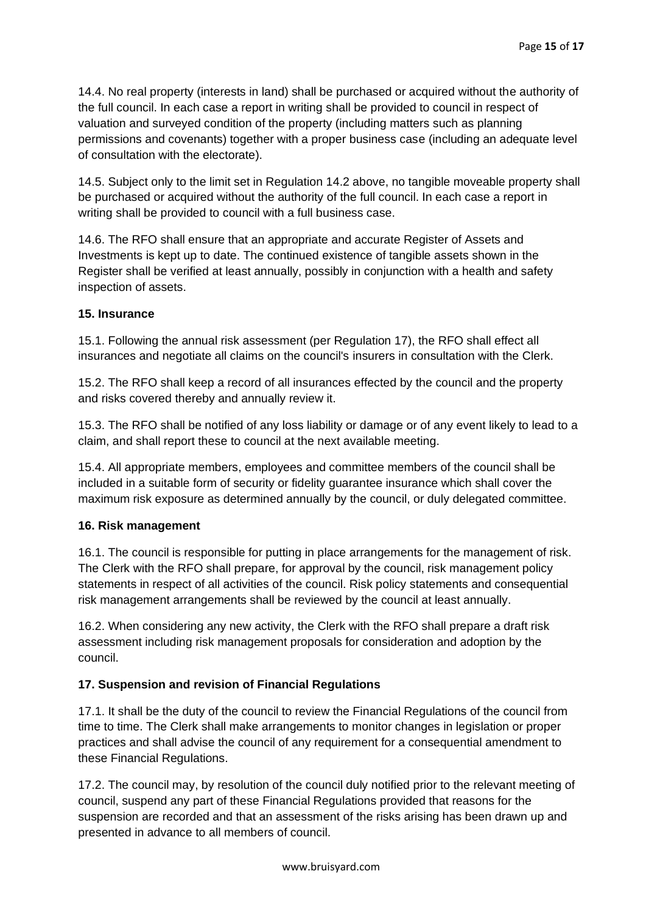14.4. No real property (interests in land) shall be purchased or acquired without the authority of the full council. In each case a report in writing shall be provided to council in respect of valuation and surveyed condition of the property (including matters such as planning permissions and covenants) together with a proper business case (including an adequate level of consultation with the electorate).

14.5. Subject only to the limit set in Regulation 14.2 above, no tangible moveable property shall be purchased or acquired without the authority of the full council. In each case a report in writing shall be provided to council with a full business case.

14.6. The RFO shall ensure that an appropriate and accurate Register of Assets and Investments is kept up to date. The continued existence of tangible assets shown in the Register shall be verified at least annually, possibly in conjunction with a health and safety inspection of assets.

**15. Insurance**

15.1. Following the annual risk assessment (per Regulation 17), the RFO shall effect all insurances and negotiate all claims on the council's insurers in consultation with the Clerk.

15.2. The RFO shall keep a record of all insurances effected by the council and the property and risks covered thereby and annually review it.

15.3. The RFO shall be notified of any loss liability or damage or of any event likely to lead to a claim, and shall report these to council at the next available meeting.

15.4. All appropriate members, employees and committee members of the council shall be included in a suitable form of security or fidelity guarantee insurance which shall cover the maximum risk exposure as determined annually by the council, or duly delegated committee.

**16. Risk management**

16.1. The council is responsible for putting in place arrangements for the management of risk. The Clerk with the RFO shall prepare, for approval by the council, risk management policy statements in respect of all activities of the council. Risk policy statements and consequential risk management arrangements shall be reviewed by the council at least annually.

16.2. When considering any new activity, the Clerk with the RFO shall prepare a draft risk assessment including risk management proposals for consideration and adoption by the council.

**17. Suspension and revision of Financial Regulations**

17.1. It shall be the duty of the council to review the Financial Regulations of the council from time to time. The Clerk shall make arrangements to monitor changes in legislation or proper practices and shall advise the council of any requirement for a consequential amendment to these Financial Regulations.

17.2. The council may, by resolution of the council duly notified prior to the relevant meeting of council, suspend any part of these Financial Regulations provided that reasons for the suspension are recorded and that an assessment of the risks arising has been drawn up and presented in advance to all members of council.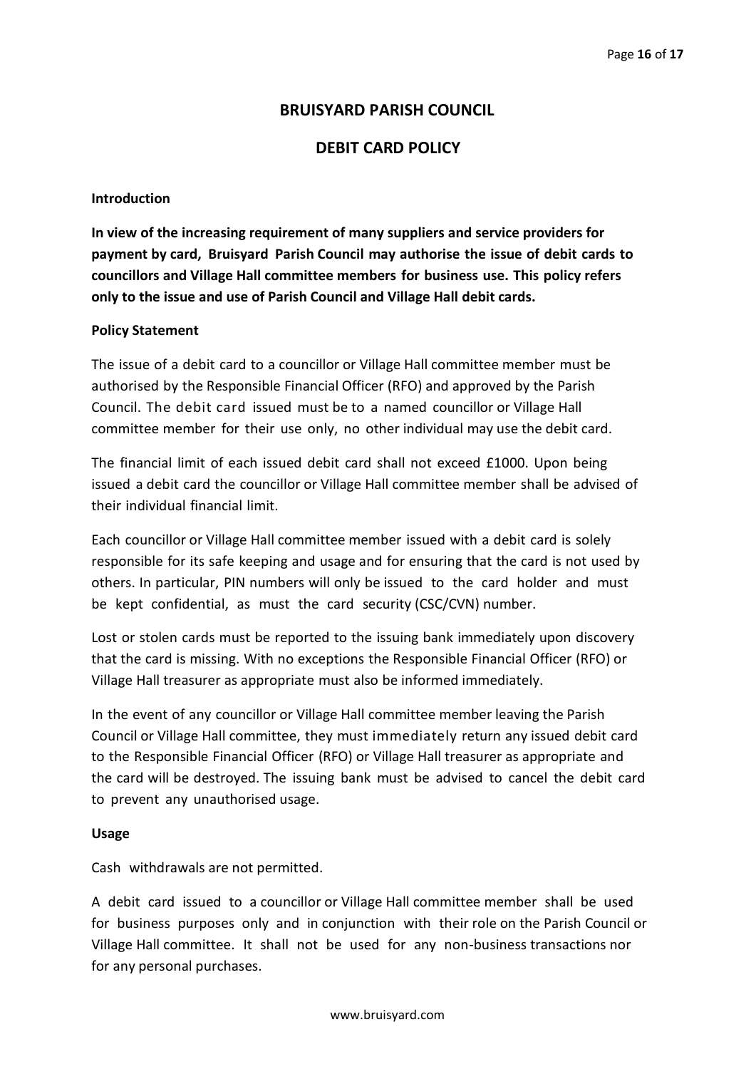# BRUISYARD PARISH COUNCIL

## DEBIT CARD POLICY

**Introduction**

**In view of the increasing requirement of many suppliers and service providers for payment by card, Bruisyard Parish Council may authorise the issue of debit cards to councillors and Village Hall committee members for business use. This policy refers only to the issue and use of Parish Council and Village Hall debit cards.**

**Policy Statement**

The issue of a debit card to a councillor or Village Hall committee member must be authorised by the Responsible Financial Officer (RFO) and approved by the Parish Council. The debit card issued must be to a named councillor or Village Hall committee member for their use only, no other individual may use the debit card.

The financial limit of each issued debit card shall not exceed £1000. Upon being issued a debit card the councillor or Village Hall committee member shall be advised of their individual financial limit.

Each councillor or Village Hall committee member issued with a debit card is solely responsible for its safe keeping and usage and for ensuring that the card is not used by others. In particular, PIN numbers will only be issued to the card holder and must be kept confidential, as must the card security (CSC/CVN) number.

Lost or stolen cards must be reported to the issuing bank immediately upon discovery that the card is missing. With no exceptions the Responsible Financial Officer (RFO) or Village Hall treasurer as appropriate must also be informed immediately.

In the event of any councillor or Village Hall committee member leaving the Parish Council or Village Hall committee, they must immediately return any issued debit card to the Responsible Financial Officer (RFO) or Village Hall treasurer as appropriate and the card will be destroyed. The issuing bank must be advised to cancel the debit card to prevent any unauthorised usage.

**Usage**

Cash withdrawals are not permitted.

A debit card issued to a councillor or Village Hall committee member shall be used for business purposes only and in conjunction with their role on the Parish Council or Village Hall committee. It shall not be used for any non-business transactions nor for any personal purchases.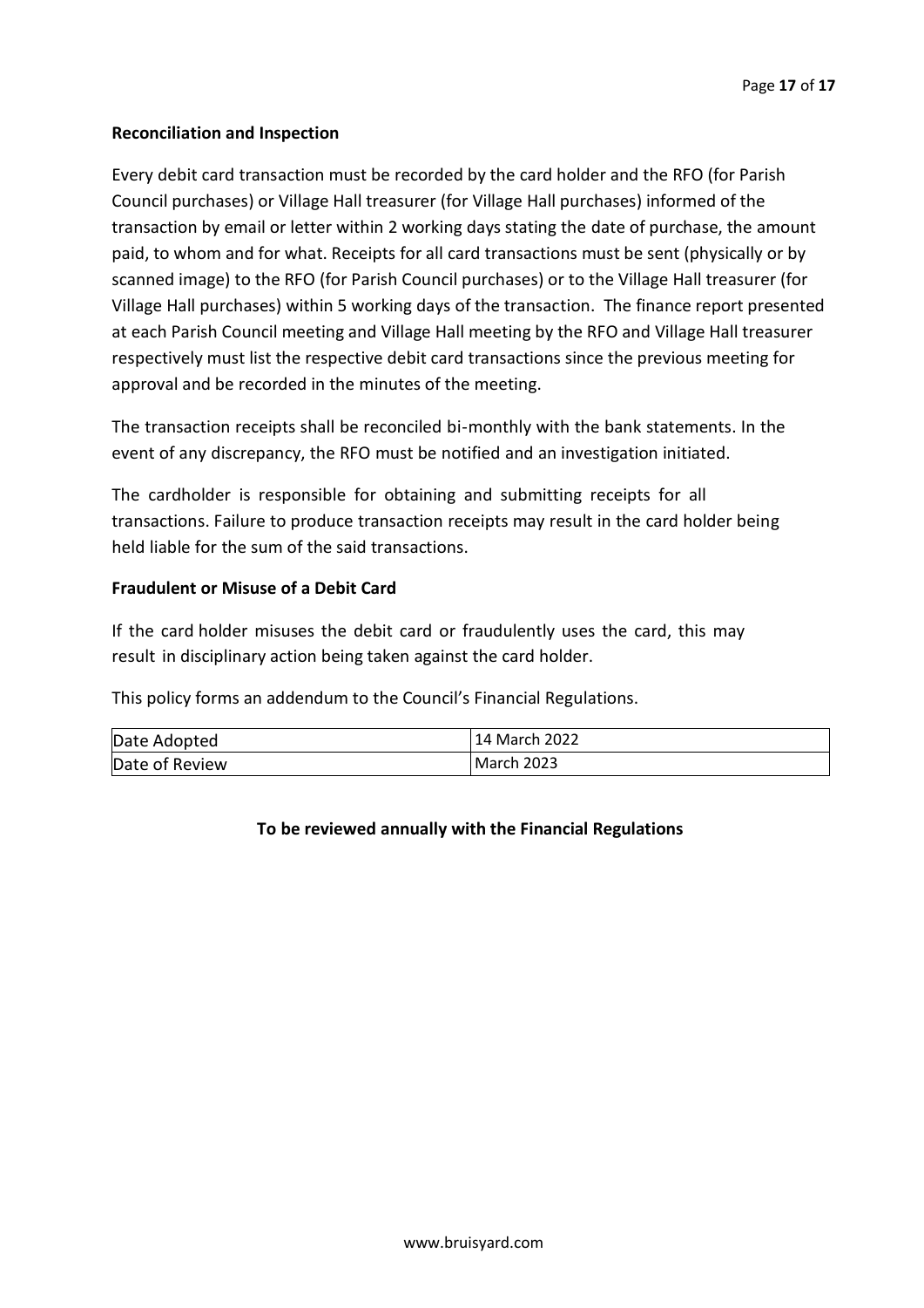**Reconciliation and Inspection**

Every debit card transaction must be recorded by the card holder and the RFO (for Parish Council purchases) or Village Hall treasurer (for Village Hall purchases) informed of the transaction by email or letter within 2 working days stating the date of purchase, the amount paid, to whom and for what. Receipts for all card transactions must be sent (physically or by scanned image) to the RFO (for Parish Council purchases) or to the Village Hall treasurer (for Village Hall purchases) within 5 working days of the transaction. The finance report presented at each Parish Council meeting and Village Hall meeting by the RFO and Village Hall treasurer respectively must list the respective debit card transactions since the previous meeting for approval and be recorded in the minutes of the meeting.

The transaction receipts shall be reconciled bi-monthly with the bank statements. In the event of any discrepancy, the RFO must be notified and an investigation initiated.

The cardholder is responsible for obtaining and submitting receipts for all transactions. Failure to produce transaction receipts may result in the card holder being held liable for the sum of the said transactions.

**Fraudulent or Misuse of a Debit Card**

If the card holder misuses the debit card or fraudulently uses the card, this may result in disciplinary action being taken against the card holder.

This policy forms an addendum to the Council's Financial Regulations.

| | |
|---|---|
| Date Adopted | 14 March 2022 |
| Date of Review | March 2023 |

**To be reviewed annually with the Financial Regulations**

www.bruisyard.com